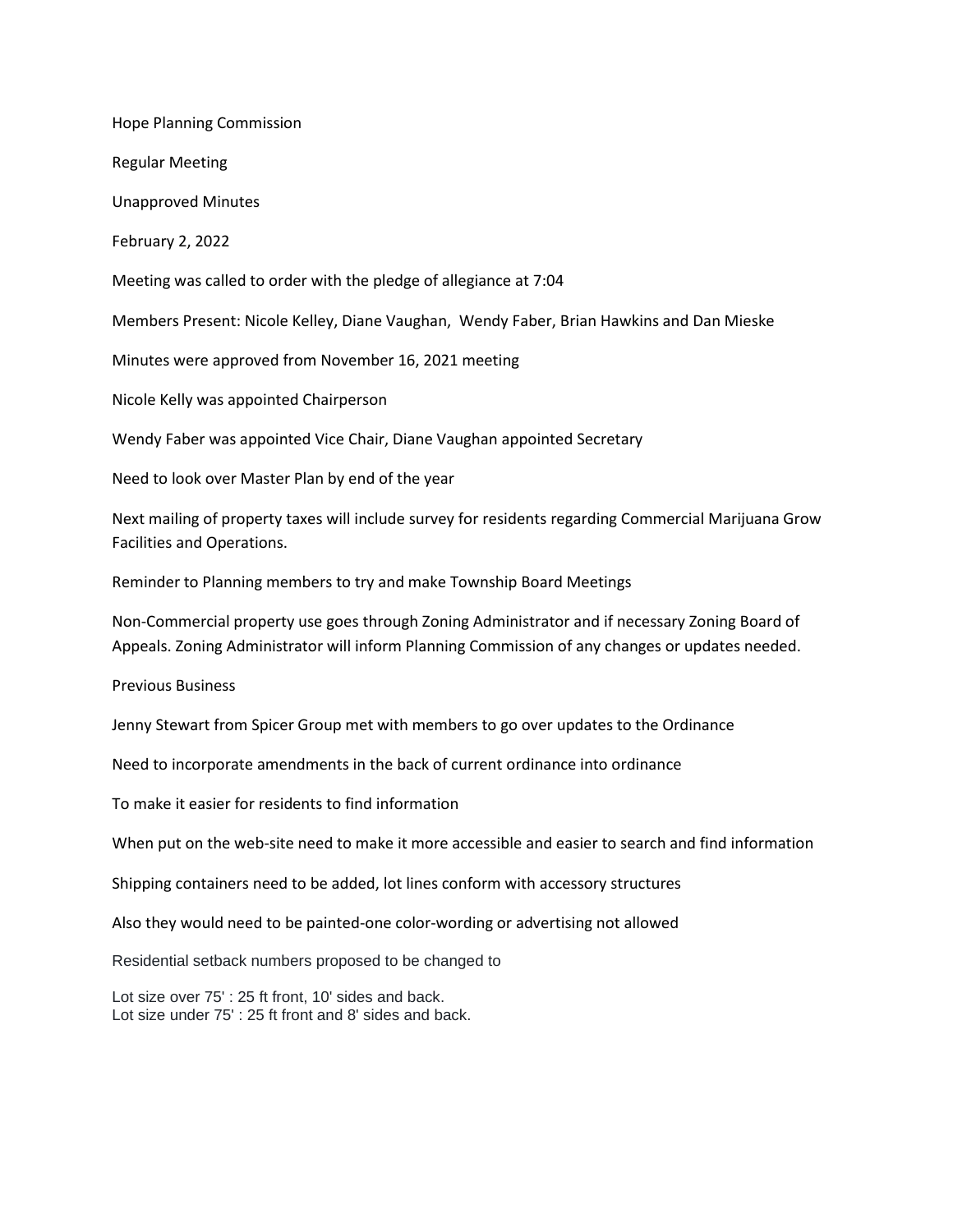Hope Planning Commission

Regular Meeting

Unapproved Minutes

February 2, 2022

Meeting was called to order with the pledge of allegiance at 7:04

Members Present: Nicole Kelley, Diane Vaughan, Wendy Faber, Brian Hawkins and Dan Mieske

Minutes were approved from November 16, 2021 meeting

Nicole Kelly was appointed Chairperson

Wendy Faber was appointed Vice Chair, Diane Vaughan appointed Secretary

Need to look over Master Plan by end of the year

Next mailing of property taxes will include survey for residents regarding Commercial Marijuana Grow Facilities and Operations.

Reminder to Planning members to try and make Township Board Meetings

Non-Commercial property use goes through Zoning Administrator and if necessary Zoning Board of Appeals. Zoning Administrator will inform Planning Commission of any changes or updates needed.

Previous Business

Jenny Stewart from Spicer Group met with members to go over updates to the Ordinance

Need to incorporate amendments in the back of current ordinance into ordinance

To make it easier for residents to find information

When put on the web-site need to make it more accessible and easier to search and find information

Shipping containers need to be added, lot lines conform with accessory structures

Also they would need to be painted-one color-wording or advertising not allowed

Residential setback numbers proposed to be changed to

Lot size over 75' : 25 ft front, 10' sides and back.
Lot size under 75' : 25 ft front and 8' sides and back.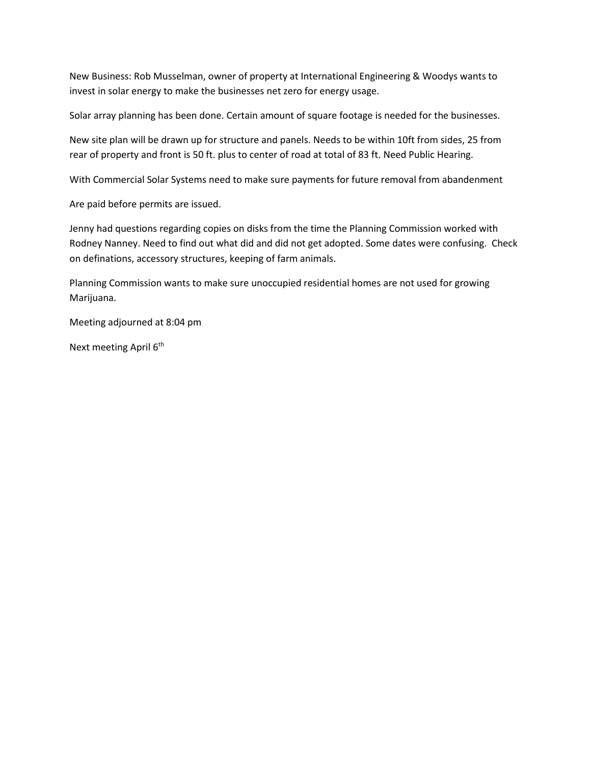New Business: Rob Musselman, owner of property at International Engineering & Woodys wants to invest in solar energy to make the businesses net zero for energy usage.

Solar array planning has been done. Certain amount of square footage is needed for the businesses.

New site plan will be drawn up for structure and panels. Needs to be within 10ft from sides, 25 from rear of property and front is 50 ft. plus to center of road at total of 83 ft. Need Public Hearing.

With Commercial Solar Systems need to make sure payments for future removal from abandenment

Are paid before permits are issued.

Jenny had questions regarding copies on disks from the time the Planning Commission worked with Rodney Nanney. Need to find out what did and did not get adopted. Some dates were confusing. Check on definations, accessory structures, keeping of farm animals.

Planning Commission wants to make sure unoccupied residential homes are not used for growing Marijuana.

Meeting adjourned at 8:04 pm

Next meeting April 6th